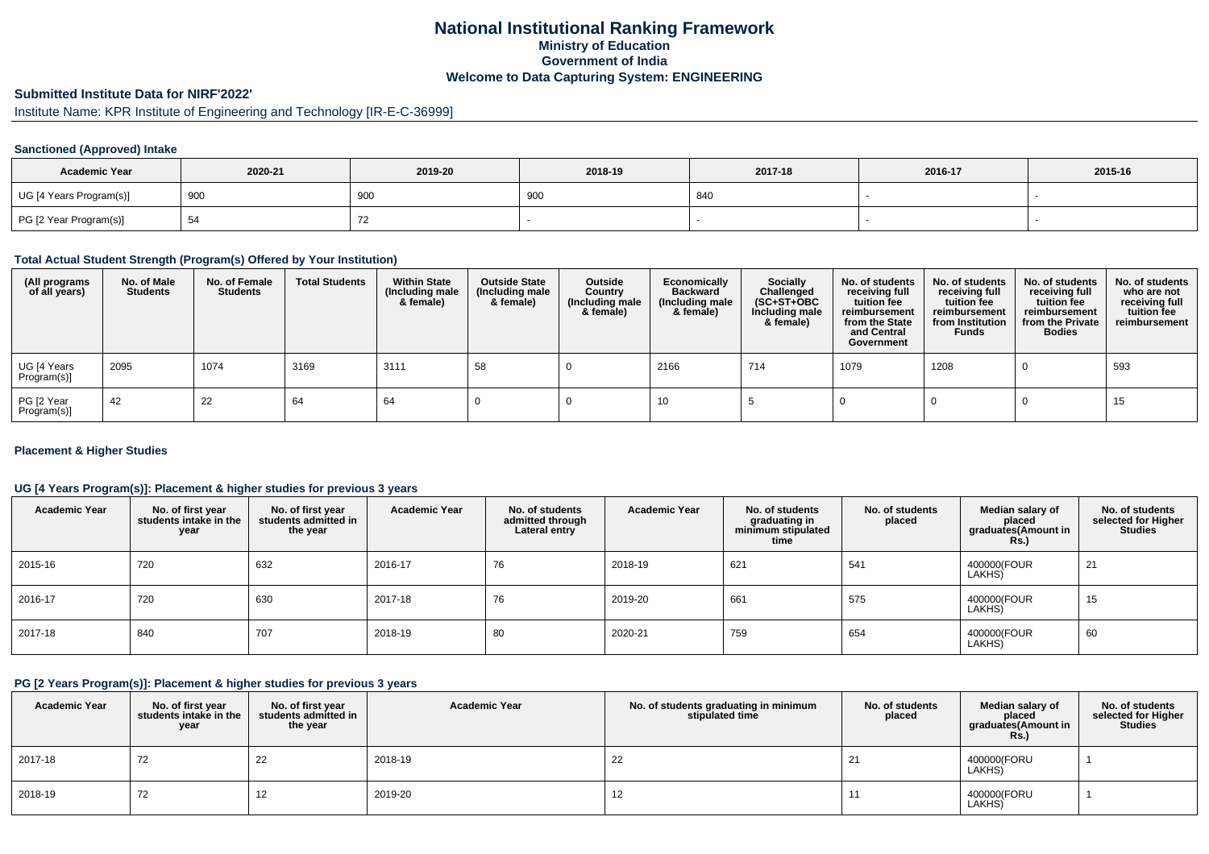# National Institutional Ranking Framework
## Ministry of Education
## Government of India
## Welcome to Data Capturing System: ENGINEERING

### Submitted Institute Data for NIRF'2022'

Institute Name: KPR Institute of Engineering and Technology [IR-E-C-36999]

#### Sanctioned (Approved) Intake

| Academic Year | 2020-21 | 2019-20 | 2018-19 | 2017-18 | 2016-17 | 2015-16 |
|---|---|---|---|---|---|---|
| UG [4 Years Program(s)] | 900 | 900 | 900 | 840 | - | - |
| PG [2 Year Program(s)] | 54 | 72 | - | - | - | - |

#### Total Actual Student Strength (Program(s) Offered by Your Institution)

| (All programs of all years) | No. of Male Students | No. of Female Students | Total Students | Within State (Including male & female) | Outside State (Including male & female) | Outside Country (Including male & female) | Economically Backward (Including male & female) | Socially Challenged (SC+ST+OBC Including male & female) | No. of students receiving full tuition fee reimbursement from the State and Central Government | No. of students receiving full tuition fee reimbursement from Institution Funds | No. of students receiving full tuition fee reimbursement from the Private Bodies | No. of students who are not receiving full tuition fee reimbursement |
|---|---|---|---|---|---|---|---|---|---|---|---|---|
| UG [4 Years Program(s)] | 2095 | 1074 | 3169 | 3111 | 58 | 0 | 2166 | 714 | 1079 | 1208 | 0 | 593 |
| PG [2 Year Program(s)] | 42 | 22 | 64 | 64 | 0 | 0 | 10 | 5 | 0 | 0 | 0 | 15 |

#### Placement & Higher Studies

#### UG [4 Years Program(s)]: Placement & higher studies for previous 3 years

| Academic Year | No. of first year students intake in the year | No. of first year students admitted in the year | Academic Year | No. of students admitted through Lateral entry | Academic Year | No. of students graduating in minimum stipulated time | No. of students placed | Median salary of placed graduates(Amount in Rs.) | No. of students selected for Higher Studies |
|---|---|---|---|---|---|---|---|---|---|
| 2015-16 | 720 | 632 | 2016-17 | 76 | 2018-19 | 621 | 541 | 400000(FOUR LAKHS) | 21 |
| 2016-17 | 720 | 630 | 2017-18 | 76 | 2019-20 | 661 | 575 | 400000(FOUR LAKHS) | 15 |
| 2017-18 | 840 | 707 | 2018-19 | 80 | 2020-21 | 759 | 654 | 400000(FOUR LAKHS) | 60 |

#### PG [2 Years Program(s)]: Placement & higher studies for previous 3 years

| Academic Year | No. of first year students intake in the year | No. of first year students admitted in the year | Academic Year | No. of students graduating in minimum stipulated time | No. of students placed | Median salary of placed graduates(Amount in Rs.) | No. of students selected for Higher Studies |
|---|---|---|---|---|---|---|---|
| 2017-18 | 72 | 22 | 2018-19 | 22 | 21 | 400000(FORU LAKHS) | 1 |
| 2018-19 | 72 | 12 | 2019-20 | 12 | 11 | 400000(FORU LAKHS) | 1 |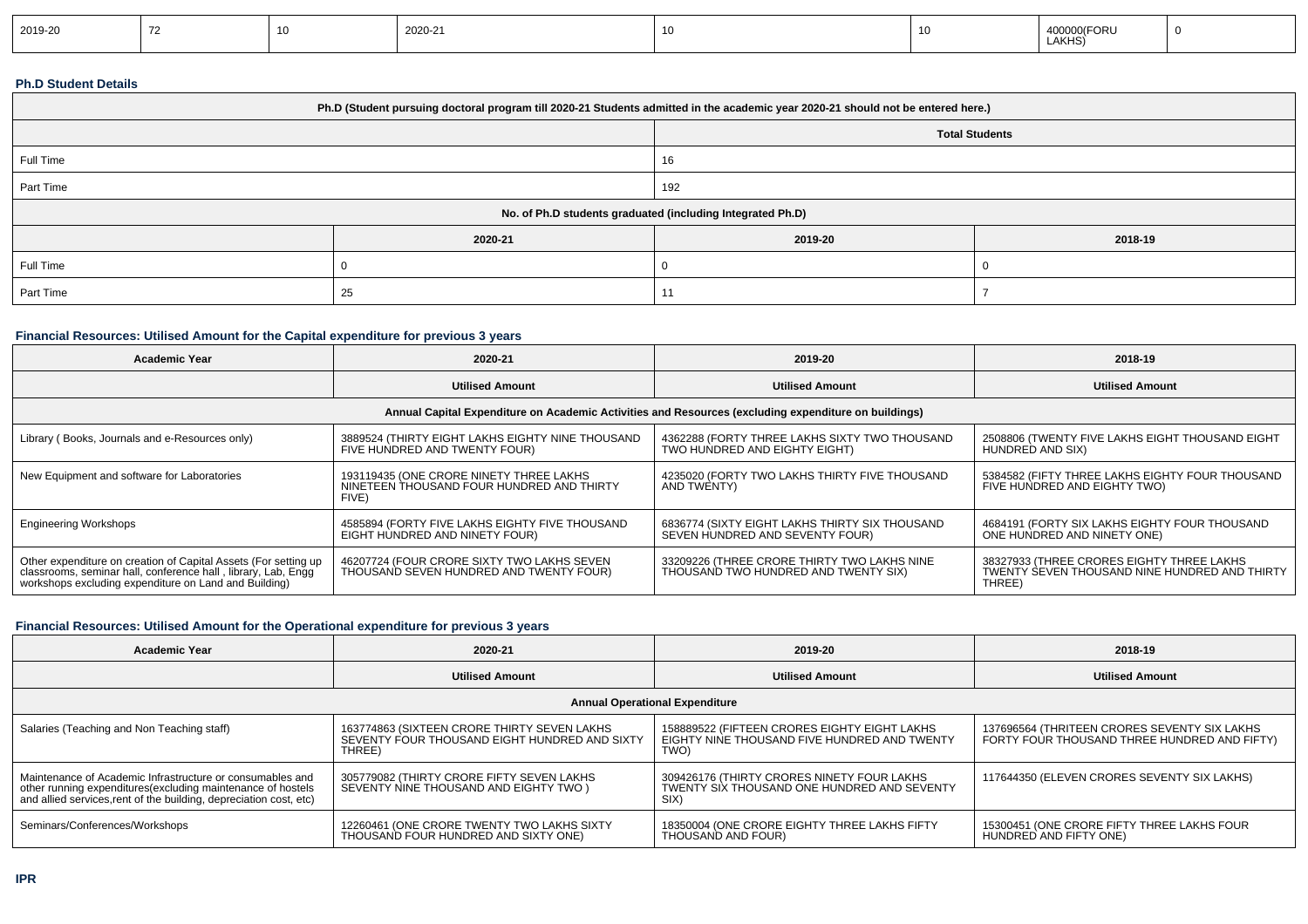| 2019-20 | 72 | 10 | 2020-21 | 10 | 10 | 400000(FORU LAKHS) | 0 |
|---|---|---|---|---|---|---|---|

### Ph.D Student Details

| Ph.D (Student pursuing doctoral program till 2020-21 Students admitted in the academic year 2020-21 should not be entered here.) | | | |
|---|---|---|---|
| | | Total Students | |
| Full Time | | 16 | |
| Part Time | | 192 | |
| No. of Ph.D students graduated (including Integrated Ph.D) | | | |
| | 2020-21 | 2019-20 | 2018-19 |
| Full Time | 0 | 0 | 0 |
| Part Time | 25 | 11 | 7 |

### Financial Resources: Utilised Amount for the Capital expenditure for previous 3 years

| Academic Year | 2020-21 | 2019-20 | 2018-19 |
|---|---|---|---|
| | Utilised Amount | Utilised Amount | Utilised Amount |
| Annual Capital Expenditure on Academic Activities and Resources (excluding expenditure on buildings) | | | |
| Library ( Books, Journals and e-Resources only) | 3889524 (THIRTY EIGHT LAKHS EIGHTY NINE THOUSAND FIVE HUNDRED AND TWENTY FOUR) | 4362288 (FORTY THREE LAKHS SIXTY TWO THOUSAND TWO HUNDRED AND EIGHTY EIGHT) | 2508806 (TWENTY FIVE LAKHS EIGHT THOUSAND EIGHT HUNDRED AND SIX) |
| New Equipment and software for Laboratories | 193119435 (ONE CRORE NINETY THREE LAKHS NINETEEN THOUSAND FOUR HUNDRED AND THIRTY FIVE) | 4235020 (FORTY TWO LAKHS THIRTY FIVE THOUSAND AND TWENTY) | 5384582 (FIFTY THREE LAKHS EIGHTY FOUR THOUSAND FIVE HUNDRED AND EIGHTY TWO) |
| Engineering Workshops | 4585894 (FORTY FIVE LAKHS EIGHTY FIVE THOUSAND EIGHT HUNDRED AND NINETY FOUR) | 6836774 (SIXTY EIGHT LAKHS THIRTY SIX THOUSAND SEVEN HUNDRED AND SEVENTY FOUR) | 4684191 (FORTY SIX LAKHS EIGHTY FOUR THOUSAND ONE HUNDRED AND NINETY ONE) |
| Other expenditure on creation of Capital Assets (For setting up classrooms, seminar hall, conference hall , library, Lab, Engg workshops excluding expenditure on Land and Building) | 46207724 (FOUR CRORE SIXTY TWO LAKHS SEVEN THOUSAND SEVEN HUNDRED AND TWENTY FOUR) | 33209226 (THREE CRORE THIRTY TWO LAKHS NINE THOUSAND TWO HUNDRED AND TWENTY SIX) | 38327933 (THREE CRORES EIGHTY THREE LAKHS TWENTY SEVEN THOUSAND NINE HUNDRED AND THIRTY THREE) |

### Financial Resources: Utilised Amount for the Operational expenditure for previous 3 years

| Academic Year | 2020-21 | 2019-20 | 2018-19 |
|---|---|---|---|
| | Utilised Amount | Utilised Amount | Utilised Amount |
| Annual Operational Expenditure | | | |
| Salaries (Teaching and Non Teaching staff) | 163774863 (SIXTEEN CRORE THIRTY SEVEN LAKHS SEVENTY FOUR THOUSAND EIGHT HUNDRED AND SIXTY THREE) | 158889522 (FIFTEEN CRORES EIGHTY EIGHT LAKHS EIGHTY NINE THOUSAND FIVE HUNDRED AND TWENTY TWO) | 137696564 (THRITEEN CRORES SEVENTY SIX LAKHS FORTY FOUR THOUSAND THREE HUNDRED AND FIFTY) |
| Maintenance of Academic Infrastructure or consumables and other running expenditures(excluding maintenance of hostels and allied services,rent of the building, depreciation cost, etc) | 305779082 (THIRTY CRORE FIFTY SEVEN LAKHS SEVENTY NINE THOUSAND AND EIGHTY TWO ) | 309426176 (THIRTY CRORES NINETY FOUR LAKHS TWENTY SIX THOUSAND ONE HUNDRED AND SEVENTY SIX) | 117644350 (ELEVEN CRORES SEVENTY SIX LAKHS) |
| Seminars/Conferences/Workshops | 12260461 (ONE CRORE TWENTY TWO LAKHS SIXTY THOUSAND FOUR HUNDRED AND SIXTY ONE) | 18350004 (ONE CRORE EIGHTY THREE LAKHS FIFTY THOUSAND AND FOUR) | 15300451 (ONE CRORE FIFTY THREE LAKHS FOUR HUNDRED AND FIFTY ONE) |

### IPR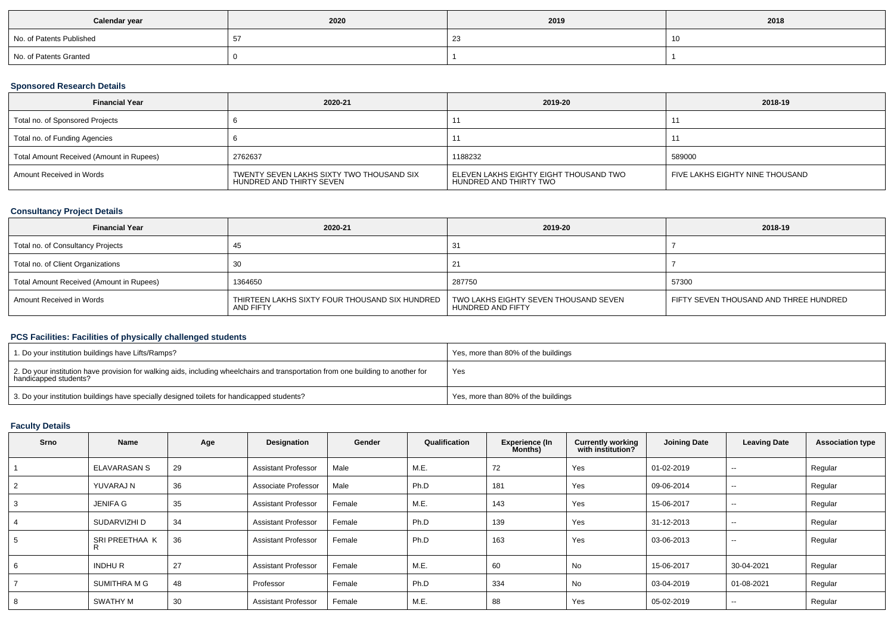| Calendar year | 2020 | 2019 | 2018 |
| --- | --- | --- | --- |
| No. of Patents Published | 57 | 23 | 10 |
| No. of Patents Granted | 0 | 1 | 1 |

### Sponsored Research Details

| Financial Year | 2020-21 | 2019-20 | 2018-19 |
| --- | --- | --- | --- |
| Total no. of Sponsored Projects | 6 | 11 | 11 |
| Total no. of Funding Agencies | 6 | 11 | 11 |
| Total Amount Received (Amount in Rupees) | 2762637 | 1188232 | 589000 |
| Amount Received in Words | TWENTY SEVEN LAKHS SIXTY TWO THOUSAND SIX HUNDRED AND THIRTY SEVEN | ELEVEN LAKHS EIGHTY EIGHT THOUSAND TWO HUNDRED AND THIRTY TWO | FIVE LAKHS EIGHTY NINE THOUSAND |

### Consultancy Project Details

| Financial Year | 2020-21 | 2019-20 | 2018-19 |
| --- | --- | --- | --- |
| Total no. of Consultancy Projects | 45 | 31 | 7 |
| Total no. of Client Organizations | 30 | 21 | 7 |
| Total Amount Received (Amount in Rupees) | 1364650 | 287750 | 57300 |
| Amount Received in Words | THIRTEEN LAKHS SIXTY FOUR THOUSAND SIX HUNDRED AND FIFTY | TWO LAKHS EIGHTY SEVEN THOUSAND SEVEN HUNDRED AND FIFTY | FIFTY SEVEN THOUSAND AND THREE HUNDRED |

### PCS Facilities: Facilities of physically challenged students

| | |
| --- | --- |
| 1. Do your institution buildings have Lifts/Ramps? | Yes, more than 80% of the buildings |
| 2. Do your institution have provision for walking aids, including wheelchairs and transportation from one building to another for handicapped students? | Yes |
| 3. Do your institution buildings have specially designed toilets for handicapped students? | Yes, more than 80% of the buildings |

### Faculty Details

| Srno | Name | Age | Designation | Gender | Qualification | Experience (In Months) | Currently working with institution? | Joining Date | Leaving Date | Association type |
| --- | --- | --- | --- | --- | --- | --- | --- | --- | --- | --- |
| 1 | ELAVARASAN S | 29 | Assistant Professor | Male | M.E. | 72 | Yes | 01-02-2019 | -- | Regular |
| 2 | YUVARAJ N | 36 | Associate Professor | Male | Ph.D | 181 | Yes | 09-06-2014 | -- | Regular |
| 3 | JENIFA G | 35 | Assistant Professor | Female | M.E. | 143 | Yes | 15-06-2017 | -- | Regular |
| 4 | SUDARVIZHI D | 34 | Assistant Professor | Female | Ph.D | 139 | Yes | 31-12-2013 | -- | Regular |
| 5 | SRI PREETHAA K R | 36 | Assistant Professor | Female | Ph.D | 163 | Yes | 03-06-2013 | -- | Regular |
| 6 | INDHU R | 27 | Assistant Professor | Female | M.E. | 60 | No | 15-06-2017 | 30-04-2021 | Regular |
| 7 | SUMITHRA M G | 48 | Professor | Female | Ph.D | 334 | No | 03-04-2019 | 01-08-2021 | Regular |
| 8 | SWATHY M | 30 | Assistant Professor | Female | M.E. | 88 | Yes | 05-02-2019 | -- | Regular |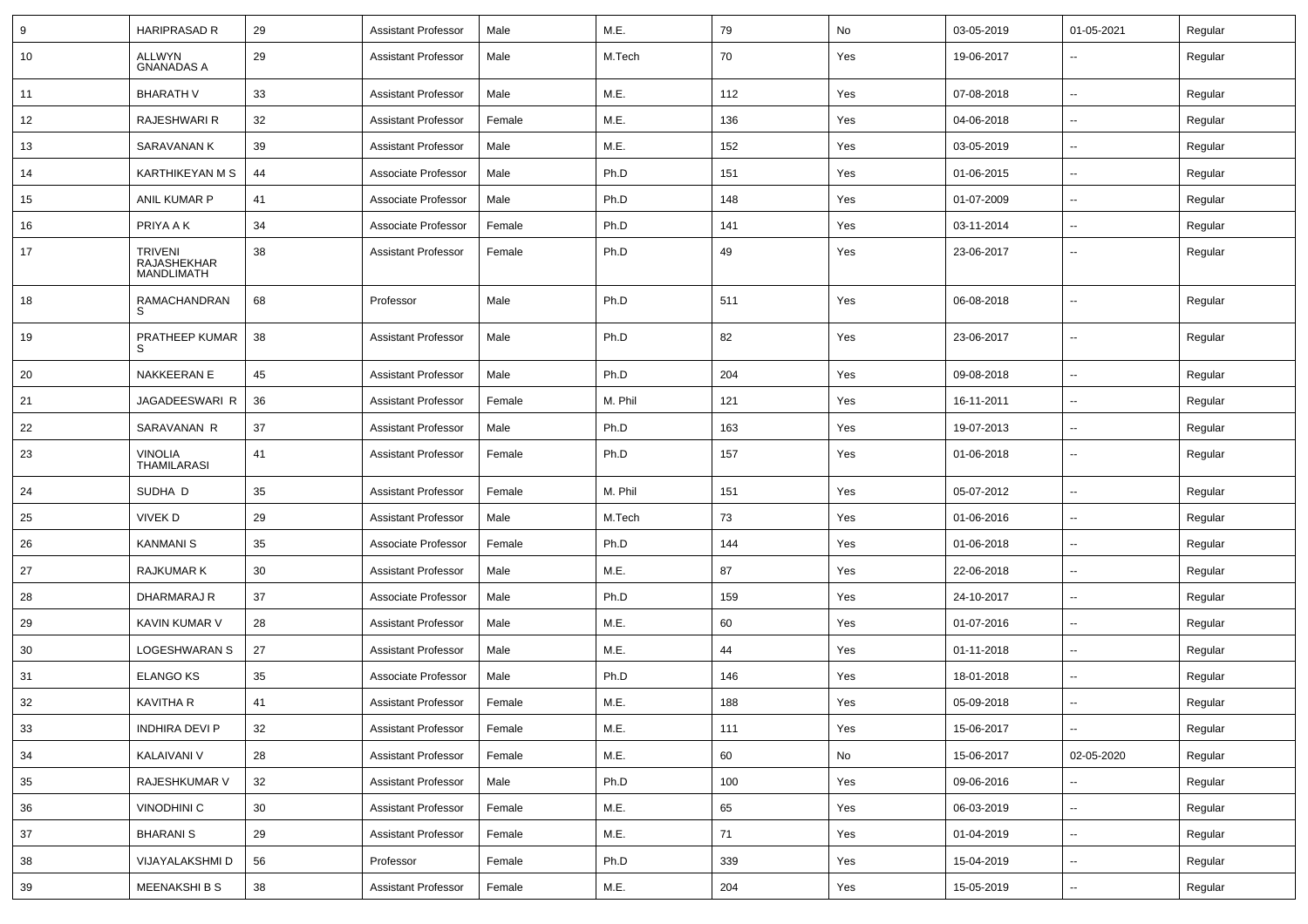| 9 | HARIPRASAD R | 29 | Assistant Professor | Male | M.E. | 79 | No | 03-05-2019 | 01-05-2021 | Regular |
|---|---|---|---|---|---|---|---|---|---|---|
| 10 | ALLWYN GNANADAS A | 29 | Assistant Professor | Male | M.Tech | 70 | Yes | 19-06-2017 | -- | Regular |
| 11 | BHARATH V | 33 | Assistant Professor | Male | M.E. | 112 | Yes | 07-08-2018 | -- | Regular |
| 12 | RAJESHWARI R | 32 | Assistant Professor | Female | M.E. | 136 | Yes | 04-06-2018 | -- | Regular |
| 13 | SARAVANAN K | 39 | Assistant Professor | Male | M.E. | 152 | Yes | 03-05-2019 | -- | Regular |
| 14 | KARTHIKEYAN M S | 44 | Associate Professor | Male | Ph.D | 151 | Yes | 01-06-2015 | -- | Regular |
| 15 | ANIL KUMAR P | 41 | Associate Professor | Male | Ph.D | 148 | Yes | 01-07-2009 | -- | Regular |
| 16 | PRIYA A K | 34 | Associate Professor | Female | Ph.D | 141 | Yes | 03-11-2014 | -- | Regular |
| 17 | TRIVENI RAJASHEKHAR MANDLIMATH | 38 | Assistant Professor | Female | Ph.D | 49 | Yes | 23-06-2017 | -- | Regular |
| 18 | RAMACHANDRAN S | 68 | Professor | Male | Ph.D | 511 | Yes | 06-08-2018 | -- | Regular |
| 19 | PRATHEEP KUMAR S | 38 | Assistant Professor | Male | Ph.D | 82 | Yes | 23-06-2017 | -- | Regular |
| 20 | NAKKEERAN E | 45 | Assistant Professor | Male | Ph.D | 204 | Yes | 09-08-2018 | -- | Regular |
| 21 | JAGADEESWARI R | 36 | Assistant Professor | Female | M. Phil | 121 | Yes | 16-11-2011 | -- | Regular |
| 22 | SARAVANAN R | 37 | Assistant Professor | Male | Ph.D | 163 | Yes | 19-07-2013 | -- | Regular |
| 23 | VINOLIA THAMILARASI | 41 | Assistant Professor | Female | Ph.D | 157 | Yes | 01-06-2018 | -- | Regular |
| 24 | SUDHA D | 35 | Assistant Professor | Female | M. Phil | 151 | Yes | 05-07-2012 | -- | Regular |
| 25 | VIVEK D | 29 | Assistant Professor | Male | M.Tech | 73 | Yes | 01-06-2016 | -- | Regular |
| 26 | KANMANI S | 35 | Associate Professor | Female | Ph.D | 144 | Yes | 01-06-2018 | -- | Regular |
| 27 | RAJKUMAR K | 30 | Assistant Professor | Male | M.E. | 87 | Yes | 22-06-2018 | -- | Regular |
| 28 | DHARMARAJ R | 37 | Associate Professor | Male | Ph.D | 159 | Yes | 24-10-2017 | -- | Regular |
| 29 | KAVIN KUMAR V | 28 | Assistant Professor | Male | M.E. | 60 | Yes | 01-07-2016 | -- | Regular |
| 30 | LOGESHWARAN S | 27 | Assistant Professor | Male | M.E. | 44 | Yes | 01-11-2018 | -- | Regular |
| 31 | ELANGO KS | 35 | Associate Professor | Male | Ph.D | 146 | Yes | 18-01-2018 | -- | Regular |
| 32 | KAVITHA R | 41 | Assistant Professor | Female | M.E. | 188 | Yes | 05-09-2018 | -- | Regular |
| 33 | INDHIRA DEVI P | 32 | Assistant Professor | Female | M.E. | 111 | Yes | 15-06-2017 | -- | Regular |
| 34 | KALAIVANI V | 28 | Assistant Professor | Female | M.E. | 60 | No | 15-06-2017 | 02-05-2020 | Regular |
| 35 | RAJESHKUMAR V | 32 | Assistant Professor | Male | Ph.D | 100 | Yes | 09-06-2016 | -- | Regular |
| 36 | VINODHINI C | 30 | Assistant Professor | Female | M.E. | 65 | Yes | 06-03-2019 | -- | Regular |
| 37 | BHARANI S | 29 | Assistant Professor | Female | M.E. | 71 | Yes | 01-04-2019 | -- | Regular |
| 38 | VIJAYALAKSHMI D | 56 | Professor | Female | Ph.D | 339 | Yes | 15-04-2019 | -- | Regular |
| 39 | MEENAKSHI B S | 38 | Assistant Professor | Female | M.E. | 204 | Yes | 15-05-2019 | -- | Regular |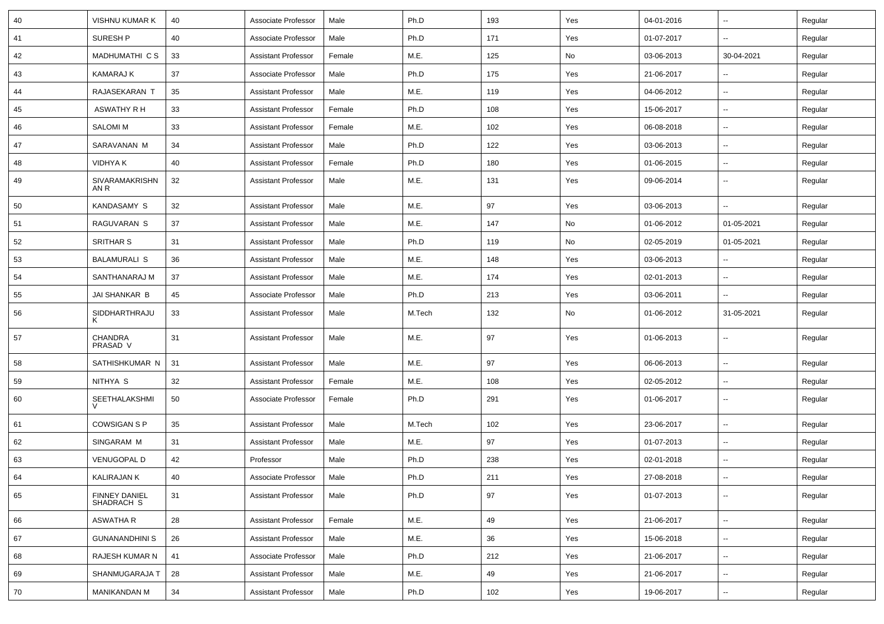| 40 | VISHNU KUMAR K | 40 | Associate Professor | Male | Ph.D | 193 | Yes | 04-01-2016 | -- | Regular |
|---|---|---|---|---|---|---|---|---|---|---|
| 41 | SURESH P | 40 | Associate Professor | Male | Ph.D | 171 | Yes | 01-07-2017 | -- | Regular |
| 42 | MADHUMATHI C S | 33 | Assistant Professor | Female | M.E. | 125 | No | 03-06-2013 | 30-04-2021 | Regular |
| 43 | KAMARAJ K | 37 | Associate Professor | Male | Ph.D | 175 | Yes | 21-06-2017 | -- | Regular |
| 44 | RAJASEKARAN T | 35 | Assistant Professor | Male | M.E. | 119 | Yes | 04-06-2012 | -- | Regular |
| 45 | ASWATHY R H | 33 | Assistant Professor | Female | Ph.D | 108 | Yes | 15-06-2017 | -- | Regular |
| 46 | SALOMI M | 33 | Assistant Professor | Female | M.E. | 102 | Yes | 06-08-2018 | -- | Regular |
| 47 | SARAVANAN M | 34 | Assistant Professor | Male | Ph.D | 122 | Yes | 03-06-2013 | -- | Regular |
| 48 | VIDHYA K | 40 | Assistant Professor | Female | Ph.D | 180 | Yes | 01-06-2015 | -- | Regular |
| 49 | SIVARAMAKRISHNAN R | 32 | Assistant Professor | Male | M.E. | 131 | Yes | 09-06-2014 | -- | Regular |
| 50 | KANDASAMY S | 32 | Assistant Professor | Male | M.E. | 97 | Yes | 03-06-2013 | -- | Regular |
| 51 | RAGUVARAN S | 37 | Assistant Professor | Male | M.E. | 147 | No | 01-06-2012 | 01-05-2021 | Regular |
| 52 | SRITHAR S | 31 | Assistant Professor | Male | Ph.D | 119 | No | 02-05-2019 | 01-05-2021 | Regular |
| 53 | BALAMURALI S | 36 | Assistant Professor | Male | M.E. | 148 | Yes | 03-06-2013 | -- | Regular |
| 54 | SANTHANARAJ M | 37 | Assistant Professor | Male | M.E. | 174 | Yes | 02-01-2013 | -- | Regular |
| 55 | JAI SHANKAR B | 45 | Associate Professor | Male | Ph.D | 213 | Yes | 03-06-2011 | -- | Regular |
| 56 | SIDDHARTHRAJU K | 33 | Assistant Professor | Male | M.Tech | 132 | No | 01-06-2012 | 31-05-2021 | Regular |
| 57 | CHANDRA PRASAD V | 31 | Assistant Professor | Male | M.E. | 97 | Yes | 01-06-2013 | -- | Regular |
| 58 | SATHISHKUMAR N | 31 | Assistant Professor | Male | M.E. | 97 | Yes | 06-06-2013 | -- | Regular |
| 59 | NITHYA S | 32 | Assistant Professor | Female | M.E. | 108 | Yes | 02-05-2012 | -- | Regular |
| 60 | SEETHALAKSHMI V | 50 | Associate Professor | Female | Ph.D | 291 | Yes | 01-06-2017 | -- | Regular |
| 61 | COWSIGAN S P | 35 | Assistant Professor | Male | M.Tech | 102 | Yes | 23-06-2017 | -- | Regular |
| 62 | SINGARAM M | 31 | Assistant Professor | Male | M.E. | 97 | Yes | 01-07-2013 | -- | Regular |
| 63 | VENUGOPAL D | 42 | Professor | Male | Ph.D | 238 | Yes | 02-01-2018 | -- | Regular |
| 64 | KALIRAJAN K | 40 | Associate Professor | Male | Ph.D | 211 | Yes | 27-08-2018 | -- | Regular |
| 65 | FINNEY DANIEL SHADRACH S | 31 | Assistant Professor | Male | Ph.D | 97 | Yes | 01-07-2013 | -- | Regular |
| 66 | ASWATHA R | 28 | Assistant Professor | Female | M.E. | 49 | Yes | 21-06-2017 | -- | Regular |
| 67 | GUNANANDHINI S | 26 | Assistant Professor | Male | M.E. | 36 | Yes | 15-06-2018 | -- | Regular |
| 68 | RAJESH KUMAR N | 41 | Associate Professor | Male | Ph.D | 212 | Yes | 21-06-2017 | -- | Regular |
| 69 | SHANMUGARAJA T | 28 | Assistant Professor | Male | M.E. | 49 | Yes | 21-06-2017 | -- | Regular |
| 70 | MANIKANDAN M | 34 | Assistant Professor | Male | Ph.D | 102 | Yes | 19-06-2017 | -- | Regular |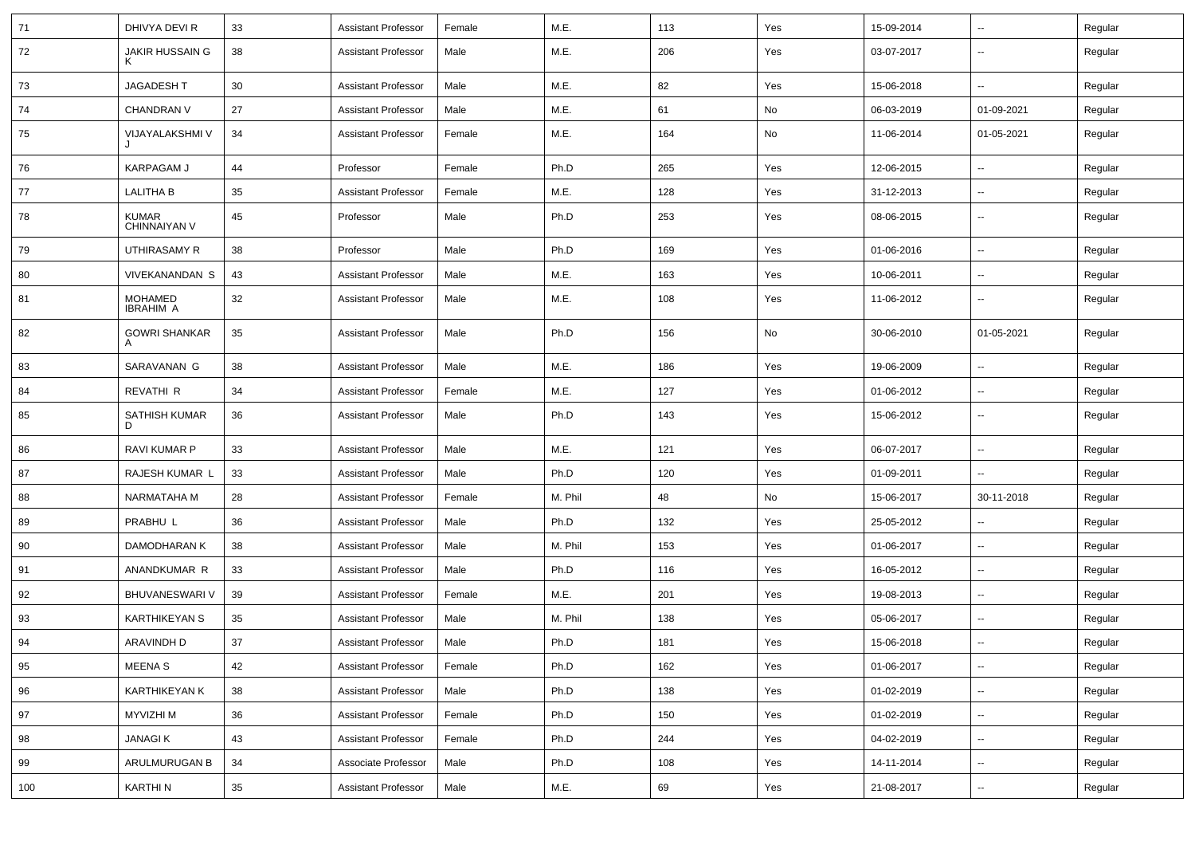| 71 | DHIVYA DEVI R | 33 | Assistant Professor | Female | M.E. | 113 | Yes | 15-09-2014 | -- | Regular |
|---|---|---|---|---|---|---|---|---|---|---|
| 72 | JAKIR HUSSAIN G K | 38 | Assistant Professor | Male | M.E. | 206 | Yes | 03-07-2017 | -- | Regular |
| 73 | JAGADESH T | 30 | Assistant Professor | Male | M.E. | 82 | Yes | 15-06-2018 | -- | Regular |
| 74 | CHANDRAN V | 27 | Assistant Professor | Male | M.E. | 61 | No | 06-03-2019 | 01-09-2021 | Regular |
| 75 | VIJAYALAKSHMI V J | 34 | Assistant Professor | Female | M.E. | 164 | No | 11-06-2014 | 01-05-2021 | Regular |
| 76 | KARPAGAM J | 44 | Professor | Female | Ph.D | 265 | Yes | 12-06-2015 | -- | Regular |
| 77 | LALITHA B | 35 | Assistant Professor | Female | M.E. | 128 | Yes | 31-12-2013 | -- | Regular |
| 78 | KUMAR CHINNAIYAN V | 45 | Professor | Male | Ph.D | 253 | Yes | 08-06-2015 | -- | Regular |
| 79 | UTHIRASAMY R | 38 | Professor | Male | Ph.D | 169 | Yes | 01-06-2016 | -- | Regular |
| 80 | VIVEKANANDAN S | 43 | Assistant Professor | Male | M.E. | 163 | Yes | 10-06-2011 | -- | Regular |
| 81 | MOHAMED IBRAHIM A | 32 | Assistant Professor | Male | M.E. | 108 | Yes | 11-06-2012 | -- | Regular |
| 82 | GOWRI SHANKAR A | 35 | Assistant Professor | Male | Ph.D | 156 | No | 30-06-2010 | 01-05-2021 | Regular |
| 83 | SARAVANAN G | 38 | Assistant Professor | Male | M.E. | 186 | Yes | 19-06-2009 | -- | Regular |
| 84 | REVATHI R | 34 | Assistant Professor | Female | M.E. | 127 | Yes | 01-06-2012 | -- | Regular |
| 85 | SATHISH KUMAR D | 36 | Assistant Professor | Male | Ph.D | 143 | Yes | 15-06-2012 | -- | Regular |
| 86 | RAVI KUMAR P | 33 | Assistant Professor | Male | M.E. | 121 | Yes | 06-07-2017 | -- | Regular |
| 87 | RAJESH KUMAR L | 33 | Assistant Professor | Male | Ph.D | 120 | Yes | 01-09-2011 | -- | Regular |
| 88 | NARMATAHA M | 28 | Assistant Professor | Female | M. Phil | 48 | No | 15-06-2017 | 30-11-2018 | Regular |
| 89 | PRABHU L | 36 | Assistant Professor | Male | Ph.D | 132 | Yes | 25-05-2012 | -- | Regular |
| 90 | DAMODHARAN K | 38 | Assistant Professor | Male | M. Phil | 153 | Yes | 01-06-2017 | -- | Regular |
| 91 | ANANDKUMAR R | 33 | Assistant Professor | Male | Ph.D | 116 | Yes | 16-05-2012 | -- | Regular |
| 92 | BHUVANESWARI V | 39 | Assistant Professor | Female | M.E. | 201 | Yes | 19-08-2013 | -- | Regular |
| 93 | KARTHIKEYAN S | 35 | Assistant Professor | Male | M. Phil | 138 | Yes | 05-06-2017 | -- | Regular |
| 94 | ARAVINDH D | 37 | Assistant Professor | Male | Ph.D | 181 | Yes | 15-06-2018 | -- | Regular |
| 95 | MEENA S | 42 | Assistant Professor | Female | Ph.D | 162 | Yes | 01-06-2017 | -- | Regular |
| 96 | KARTHIKEYAN K | 38 | Assistant Professor | Male | Ph.D | 138 | Yes | 01-02-2019 | -- | Regular |
| 97 | MYVIZHI M | 36 | Assistant Professor | Female | Ph.D | 150 | Yes | 01-02-2019 | -- | Regular |
| 98 | JANAGI K | 43 | Assistant Professor | Female | Ph.D | 244 | Yes | 04-02-2019 | -- | Regular |
| 99 | ARULMURUGAN B | 34 | Associate Professor | Male | Ph.D | 108 | Yes | 14-11-2014 | -- | Regular |
| 100 | KARTHI N | 35 | Assistant Professor | Male | M.E. | 69 | Yes | 21-08-2017 | -- | Regular |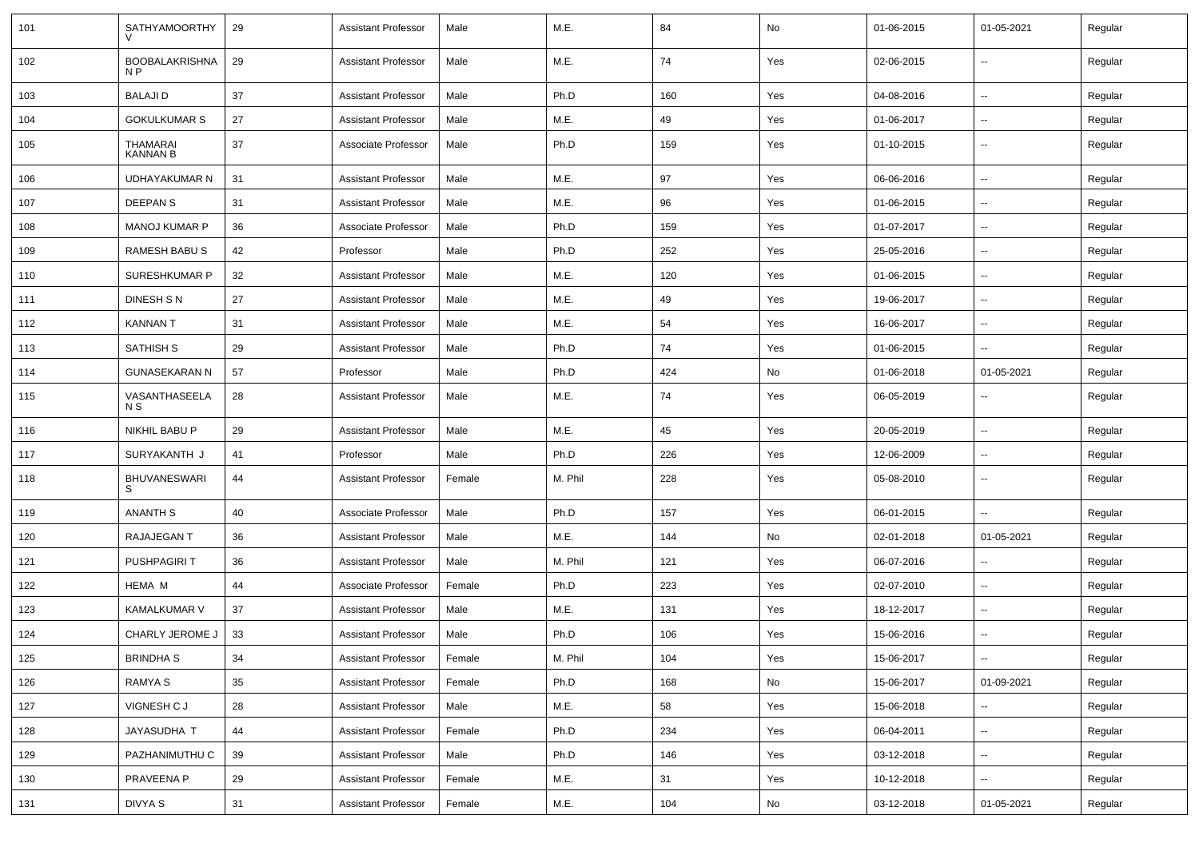| 101 | SATHYAMOORTHY V | 29 | Assistant Professor | Male | M.E. | 84 | No | 01-06-2015 | 01-05-2021 | Regular |
|---|---|---|---|---|---|---|---|---|---|---|
| 102 | BOOBALAKRISHNA N P | 29 | Assistant Professor | Male | M.E. | 74 | Yes | 02-06-2015 | -- | Regular |
| 103 | BALAJI D | 37 | Assistant Professor | Male | Ph.D | 160 | Yes | 04-08-2016 | -- | Regular |
| 104 | GOKULKUMAR S | 27 | Assistant Professor | Male | M.E. | 49 | Yes | 01-06-2017 | -- | Regular |
| 105 | THAMARAI KANNAN B | 37 | Associate Professor | Male | Ph.D | 159 | Yes | 01-10-2015 | -- | Regular |
| 106 | UDHAYAKUMAR N | 31 | Assistant Professor | Male | M.E. | 97 | Yes | 06-06-2016 | -- | Regular |
| 107 | DEEPAN S | 31 | Assistant Professor | Male | M.E. | 96 | Yes | 01-06-2015 | -- | Regular |
| 108 | MANOJ KUMAR P | 36 | Associate Professor | Male | Ph.D | 159 | Yes | 01-07-2017 | -- | Regular |
| 109 | RAMESH BABU S | 42 | Professor | Male | Ph.D | 252 | Yes | 25-05-2016 | -- | Regular |
| 110 | SURESHKUMAR P | 32 | Assistant Professor | Male | M.E. | 120 | Yes | 01-06-2015 | -- | Regular |
| 111 | DINESH S N | 27 | Assistant Professor | Male | M.E. | 49 | Yes | 19-06-2017 | -- | Regular |
| 112 | KANNAN T | 31 | Assistant Professor | Male | M.E. | 54 | Yes | 16-06-2017 | -- | Regular |
| 113 | SATHISH S | 29 | Assistant Professor | Male | Ph.D | 74 | Yes | 01-06-2015 | -- | Regular |
| 114 | GUNASEKARAN N | 57 | Professor | Male | Ph.D | 424 | No | 01-06-2018 | 01-05-2021 | Regular |
| 115 | VASANTHASEELA N S | 28 | Assistant Professor | Male | M.E. | 74 | Yes | 06-05-2019 | -- | Regular |
| 116 | NIKHIL BABU P | 29 | Assistant Professor | Male | M.E. | 45 | Yes | 20-05-2019 | -- | Regular |
| 117 | SURYAKANTH J | 41 | Professor | Male | Ph.D | 226 | Yes | 12-06-2009 | -- | Regular |
| 118 | BHUVANESWARI S | 44 | Assistant Professor | Female | M. Phil | 228 | Yes | 05-08-2010 | -- | Regular |
| 119 | ANANTH S | 40 | Associate Professor | Male | Ph.D | 157 | Yes | 06-01-2015 | -- | Regular |
| 120 | RAJAJEGAN T | 36 | Assistant Professor | Male | M.E. | 144 | No | 02-01-2018 | 01-05-2021 | Regular |
| 121 | PUSHPAGIRI T | 36 | Assistant Professor | Male | M. Phil | 121 | Yes | 06-07-2016 | -- | Regular |
| 122 | HEMA M | 44 | Associate Professor | Female | Ph.D | 223 | Yes | 02-07-2010 | -- | Regular |
| 123 | KAMALKUMAR V | 37 | Assistant Professor | Male | M.E. | 131 | Yes | 18-12-2017 | -- | Regular |
| 124 | CHARLY JEROME J | 33 | Assistant Professor | Male | Ph.D | 106 | Yes | 15-06-2016 | -- | Regular |
| 125 | BRINDHA S | 34 | Assistant Professor | Female | M. Phil | 104 | Yes | 15-06-2017 | -- | Regular |
| 126 | RAMYA S | 35 | Assistant Professor | Female | Ph.D | 168 | No | 15-06-2017 | 01-09-2021 | Regular |
| 127 | VIGNESH C J | 28 | Assistant Professor | Male | M.E. | 58 | Yes | 15-06-2018 | -- | Regular |
| 128 | JAYASUDHA T | 44 | Assistant Professor | Female | Ph.D | 234 | Yes | 06-04-2011 | -- | Regular |
| 129 | PAZHANIMUTHU C | 39 | Assistant Professor | Male | Ph.D | 146 | Yes | 03-12-2018 | -- | Regular |
| 130 | PRAVEENA P | 29 | Assistant Professor | Female | M.E. | 31 | Yes | 10-12-2018 | -- | Regular |
| 131 | DIVYA S | 31 | Assistant Professor | Female | M.E. | 104 | No | 03-12-2018 | 01-05-2021 | Regular |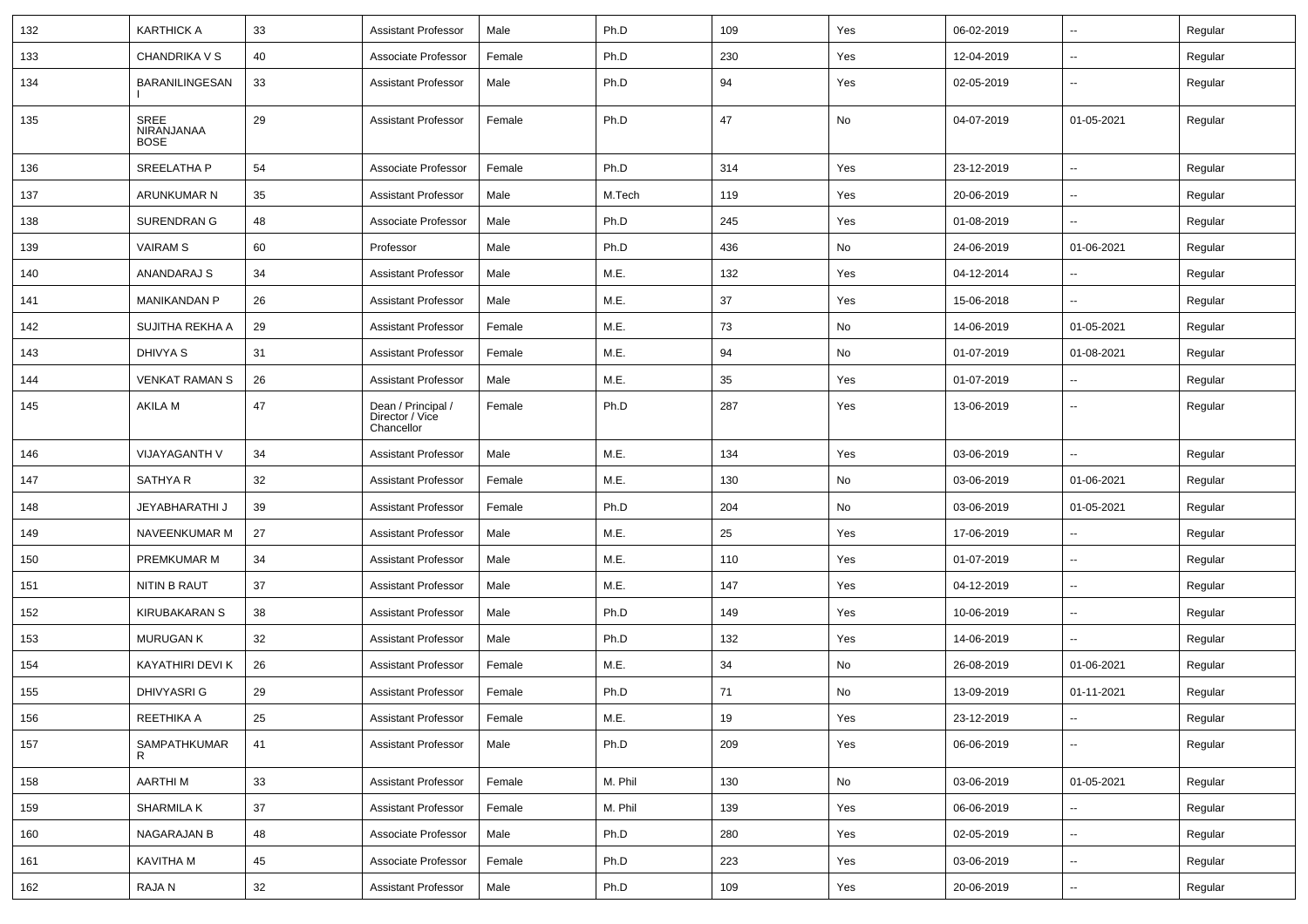| 132 | KARTHICK A | 33 | Assistant Professor | Male | Ph.D | 109 | Yes | 06-02-2019 | -- | Regular |
|---|---|---|---|---|---|---|---|---|---|---|
| 133 | CHANDRIKA V S | 40 | Associate Professor | Female | Ph.D | 230 | Yes | 12-04-2019 | -- | Regular |
| 134 | BARANILINGESAN I | 33 | Assistant Professor | Male | Ph.D | 94 | Yes | 02-05-2019 | -- | Regular |
| 135 | SREE NIRANJANAA BOSE | 29 | Assistant Professor | Female | Ph.D | 47 | No | 04-07-2019 | 01-05-2021 | Regular |
| 136 | SREELATHA P | 54 | Associate Professor | Female | Ph.D | 314 | Yes | 23-12-2019 | -- | Regular |
| 137 | ARUNKUMAR N | 35 | Assistant Professor | Male | M.Tech | 119 | Yes | 20-06-2019 | -- | Regular |
| 138 | SURENDRAN G | 48 | Associate Professor | Male | Ph.D | 245 | Yes | 01-08-2019 | -- | Regular |
| 139 | VAIRAM S | 60 | Professor | Male | Ph.D | 436 | No | 24-06-2019 | 01-06-2021 | Regular |
| 140 | ANANDARAJ S | 34 | Assistant Professor | Male | M.E. | 132 | Yes | 04-12-2014 | -- | Regular |
| 141 | MANIKANDAN P | 26 | Assistant Professor | Male | M.E. | 37 | Yes | 15-06-2018 | -- | Regular |
| 142 | SUJITHA REKHA A | 29 | Assistant Professor | Female | M.E. | 73 | No | 14-06-2019 | 01-05-2021 | Regular |
| 143 | DHIVYA S | 31 | Assistant Professor | Female | M.E. | 94 | No | 01-07-2019 | 01-08-2021 | Regular |
| 144 | VENKAT RAMAN S | 26 | Assistant Professor | Male | M.E. | 35 | Yes | 01-07-2019 | -- | Regular |
| 145 | AKILA M | 47 | Dean / Principal / Director / Vice Chancellor | Female | Ph.D | 287 | Yes | 13-06-2019 | -- | Regular |
| 146 | VIJAYAGANTH V | 34 | Assistant Professor | Male | M.E. | 134 | Yes | 03-06-2019 | -- | Regular |
| 147 | SATHYA R | 32 | Assistant Professor | Female | M.E. | 130 | No | 03-06-2019 | 01-06-2021 | Regular |
| 148 | JEYABHARATHI J | 39 | Assistant Professor | Female | Ph.D | 204 | No | 03-06-2019 | 01-05-2021 | Regular |
| 149 | NAVEENKUMAR M | 27 | Assistant Professor | Male | M.E. | 25 | Yes | 17-06-2019 | -- | Regular |
| 150 | PREMKUMAR M | 34 | Assistant Professor | Male | M.E. | 110 | Yes | 01-07-2019 | -- | Regular |
| 151 | NITIN B RAUT | 37 | Assistant Professor | Male | M.E. | 147 | Yes | 04-12-2019 | -- | Regular |
| 152 | KIRUBAKARAN S | 38 | Assistant Professor | Male | Ph.D | 149 | Yes | 10-06-2019 | -- | Regular |
| 153 | MURUGAN K | 32 | Assistant Professor | Male | Ph.D | 132 | Yes | 14-06-2019 | -- | Regular |
| 154 | KAYATHIRI DEVI K | 26 | Assistant Professor | Female | M.E. | 34 | No | 26-08-2019 | 01-06-2021 | Regular |
| 155 | DHIVYASRI G | 29 | Assistant Professor | Female | Ph.D | 71 | No | 13-09-2019 | 01-11-2021 | Regular |
| 156 | REETHIKA A | 25 | Assistant Professor | Female | M.E. | 19 | Yes | 23-12-2019 | -- | Regular |
| 157 | SAMPATHKUMAR R | 41 | Assistant Professor | Male | Ph.D | 209 | Yes | 06-06-2019 | -- | Regular |
| 158 | AARTHI M | 33 | Assistant Professor | Female | M. Phil | 130 | No | 03-06-2019 | 01-05-2021 | Regular |
| 159 | SHARMILA K | 37 | Assistant Professor | Female | M. Phil | 139 | Yes | 06-06-2019 | -- | Regular |
| 160 | NAGARAJAN B | 48 | Associate Professor | Male | Ph.D | 280 | Yes | 02-05-2019 | -- | Regular |
| 161 | KAVITHA M | 45 | Associate Professor | Female | Ph.D | 223 | Yes | 03-06-2019 | -- | Regular |
| 162 | RAJA N | 32 | Assistant Professor | Male | Ph.D | 109 | Yes | 20-06-2019 | -- | Regular |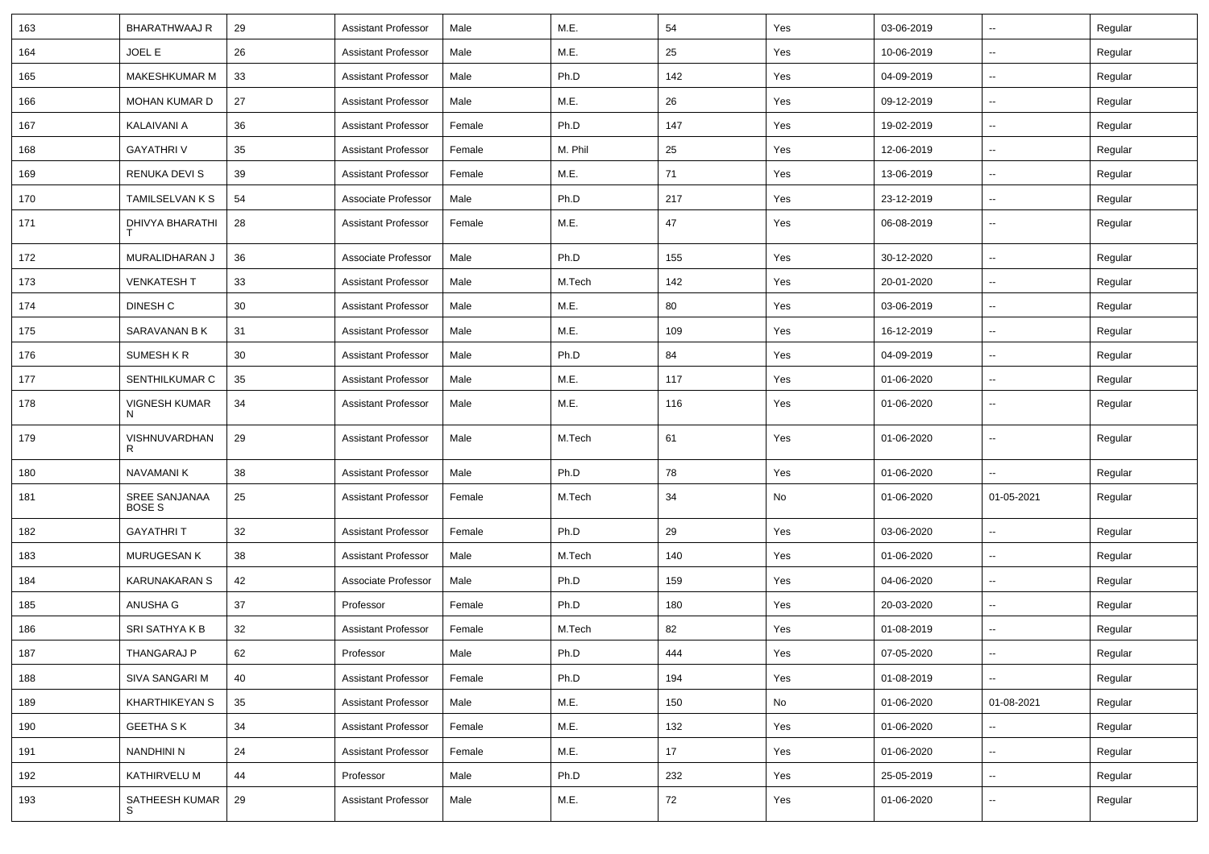| 163 | BHARATHWAAJ R | 29 | Assistant Professor | Male | M.E. | 54 | Yes | 03-06-2019 | -- | Regular |
|---|---|---|---|---|---|---|---|---|---|---|
| 164 | JOEL E | 26 | Assistant Professor | Male | M.E. | 25 | Yes | 10-06-2019 | -- | Regular |
| 165 | MAKESHKUMAR M | 33 | Assistant Professor | Male | Ph.D | 142 | Yes | 04-09-2019 | -- | Regular |
| 166 | MOHAN KUMAR D | 27 | Assistant Professor | Male | M.E. | 26 | Yes | 09-12-2019 | -- | Regular |
| 167 | KALAIVANI A | 36 | Assistant Professor | Female | Ph.D | 147 | Yes | 19-02-2019 | -- | Regular |
| 168 | GAYATHRI V | 35 | Assistant Professor | Female | M. Phil | 25 | Yes | 12-06-2019 | -- | Regular |
| 169 | RENUKA DEVI S | 39 | Assistant Professor | Female | M.E. | 71 | Yes | 13-06-2019 | -- | Regular |
| 170 | TAMILSELVAN K S | 54 | Associate Professor | Male | Ph.D | 217 | Yes | 23-12-2019 | -- | Regular |
| 171 | DHIVYA BHARATHI T | 28 | Assistant Professor | Female | M.E. | 47 | Yes | 06-08-2019 | -- | Regular |
| 172 | MURALIDHARAN J | 36 | Associate Professor | Male | Ph.D | 155 | Yes | 30-12-2020 | -- | Regular |
| 173 | VENKATESH T | 33 | Assistant Professor | Male | M.Tech | 142 | Yes | 20-01-2020 | -- | Regular |
| 174 | DINESH C | 30 | Assistant Professor | Male | M.E. | 80 | Yes | 03-06-2019 | -- | Regular |
| 175 | SARAVANAN B K | 31 | Assistant Professor | Male | M.E. | 109 | Yes | 16-12-2019 | -- | Regular |
| 176 | SUMESH K R | 30 | Assistant Professor | Male | Ph.D | 84 | Yes | 04-09-2019 | -- | Regular |
| 177 | SENTHILKUMAR C | 35 | Assistant Professor | Male | M.E. | 117 | Yes | 01-06-2020 | -- | Regular |
| 178 | VIGNESH KUMAR N | 34 | Assistant Professor | Male | M.E. | 116 | Yes | 01-06-2020 | -- | Regular |
| 179 | VISHNUVARDHAN R | 29 | Assistant Professor | Male | M.Tech | 61 | Yes | 01-06-2020 | -- | Regular |
| 180 | NAVAMANI K | 38 | Assistant Professor | Male | Ph.D | 78 | Yes | 01-06-2020 | -- | Regular |
| 181 | SREE SANJANAA BOSE S | 25 | Assistant Professor | Female | M.Tech | 34 | No | 01-06-2020 | 01-05-2021 | Regular |
| 182 | GAYATHRI T | 32 | Assistant Professor | Female | Ph.D | 29 | Yes | 03-06-2020 | -- | Regular |
| 183 | MURUGESAN K | 38 | Assistant Professor | Male | M.Tech | 140 | Yes | 01-06-2020 | -- | Regular |
| 184 | KARUNAKARAN S | 42 | Associate Professor | Male | Ph.D | 159 | Yes | 04-06-2020 | -- | Regular |
| 185 | ANUSHA G | 37 | Professor | Female | Ph.D | 180 | Yes | 20-03-2020 | -- | Regular |
| 186 | SRI SATHYA K B | 32 | Assistant Professor | Female | M.Tech | 82 | Yes | 01-08-2019 | -- | Regular |
| 187 | THANGARAJ P | 62 | Professor | Male | Ph.D | 444 | Yes | 07-05-2020 | -- | Regular |
| 188 | SIVA SANGARI M | 40 | Assistant Professor | Female | Ph.D | 194 | Yes | 01-08-2019 | -- | Regular |
| 189 | KHARTHIKEYAN S | 35 | Assistant Professor | Male | M.E. | 150 | No | 01-06-2020 | 01-08-2021 | Regular |
| 190 | GEETHA S K | 34 | Assistant Professor | Female | M.E. | 132 | Yes | 01-06-2020 | -- | Regular |
| 191 | NANDHINI N | 24 | Assistant Professor | Female | M.E. | 17 | Yes | 01-06-2020 | -- | Regular |
| 192 | KATHIRVELU M | 44 | Professor | Male | Ph.D | 232 | Yes | 25-05-2019 | -- | Regular |
| 193 | SATHEESH KUMAR S | 29 | Assistant Professor | Male | M.E. | 72 | Yes | 01-06-2020 | -- | Regular |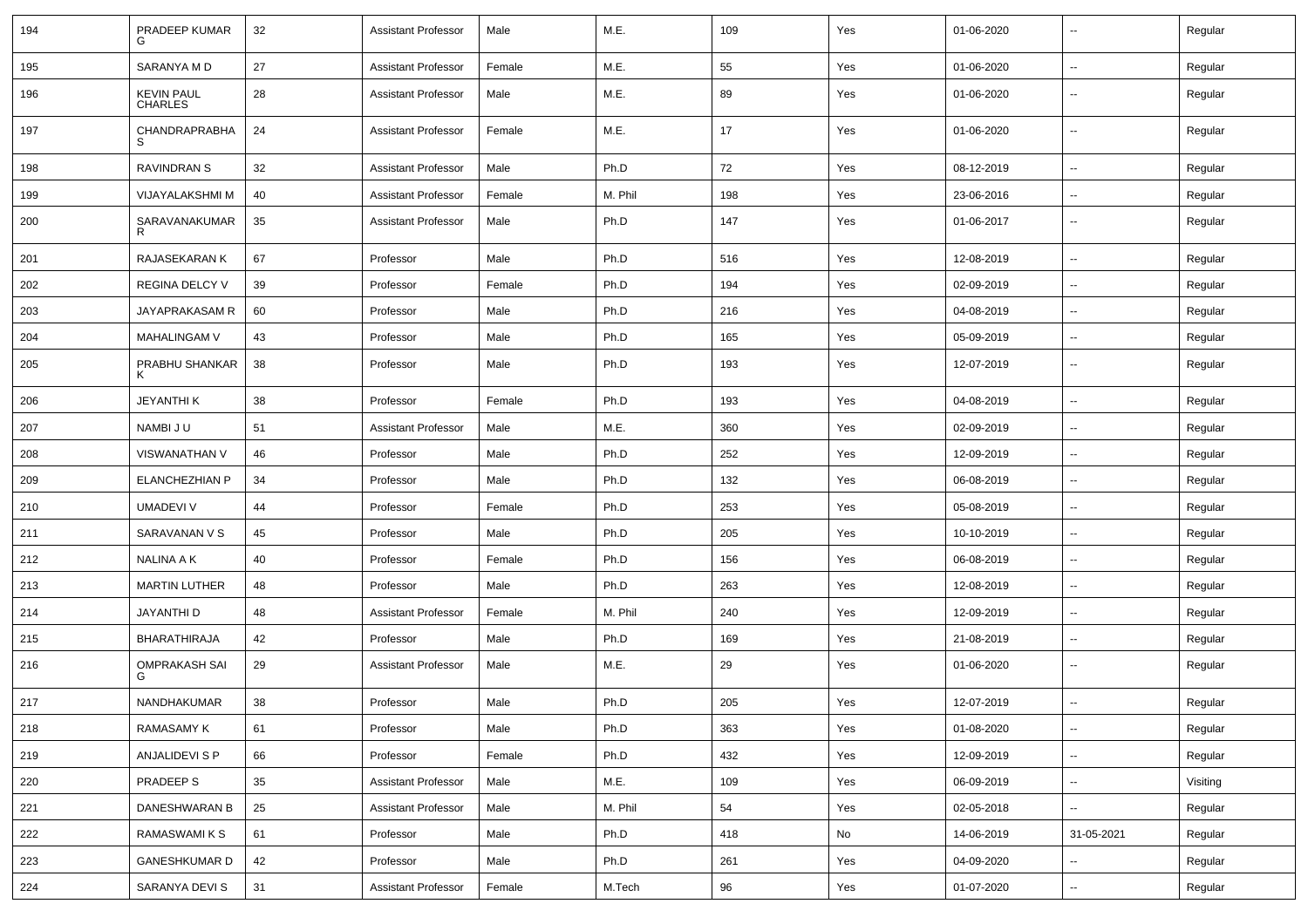| 194 | PRADEEP KUMAR G | 32 | Assistant Professor | Male | M.E. | 109 | Yes | 01-06-2020 | -- | Regular |
|---|---|---|---|---|---|---|---|---|---|---|
| 195 | SARANYA M D | 27 | Assistant Professor | Female | M.E. | 55 | Yes | 01-06-2020 | -- | Regular |
| 196 | KEVIN PAUL CHARLES | 28 | Assistant Professor | Male | M.E. | 89 | Yes | 01-06-2020 | -- | Regular |
| 197 | CHANDRAPRABHA S | 24 | Assistant Professor | Female | M.E. | 17 | Yes | 01-06-2020 | -- | Regular |
| 198 | RAVINDRAN S | 32 | Assistant Professor | Male | Ph.D | 72 | Yes | 08-12-2019 | -- | Regular |
| 199 | VIJAYALAKSHMI M | 40 | Assistant Professor | Female | M. Phil | 198 | Yes | 23-06-2016 | -- | Regular |
| 200 | SARAVANAKUMAR R | 35 | Assistant Professor | Male | Ph.D | 147 | Yes | 01-06-2017 | -- | Regular |
| 201 | RAJASEKARAN K | 67 | Professor | Male | Ph.D | 516 | Yes | 12-08-2019 | -- | Regular |
| 202 | REGINA DELCY V | 39 | Professor | Female | Ph.D | 194 | Yes | 02-09-2019 | -- | Regular |
| 203 | JAYAPRAKASAM R | 60 | Professor | Male | Ph.D | 216 | Yes | 04-08-2019 | -- | Regular |
| 204 | MAHALINGAM V | 43 | Professor | Male | Ph.D | 165 | Yes | 05-09-2019 | -- | Regular |
| 205 | PRABHU SHANKAR K | 38 | Professor | Male | Ph.D | 193 | Yes | 12-07-2019 | -- | Regular |
| 206 | JEYANTHI K | 38 | Professor | Female | Ph.D | 193 | Yes | 04-08-2019 | -- | Regular |
| 207 | NAMBI J U | 51 | Assistant Professor | Male | M.E. | 360 | Yes | 02-09-2019 | -- | Regular |
| 208 | VISWANATHAN V | 46 | Professor | Male | Ph.D | 252 | Yes | 12-09-2019 | -- | Regular |
| 209 | ELANCHEZHIAN P | 34 | Professor | Male | Ph.D | 132 | Yes | 06-08-2019 | -- | Regular |
| 210 | UMADEVI V | 44 | Professor | Female | Ph.D | 253 | Yes | 05-08-2019 | -- | Regular |
| 211 | SARAVANAN V S | 45 | Professor | Male | Ph.D | 205 | Yes | 10-10-2019 | -- | Regular |
| 212 | NALINA A K | 40 | Professor | Female | Ph.D | 156 | Yes | 06-08-2019 | -- | Regular |
| 213 | MARTIN LUTHER | 48 | Professor | Male | Ph.D | 263 | Yes | 12-08-2019 | -- | Regular |
| 214 | JAYANTHI D | 48 | Assistant Professor | Female | M. Phil | 240 | Yes | 12-09-2019 | -- | Regular |
| 215 | BHARATHIRAJA | 42 | Professor | Male | Ph.D | 169 | Yes | 21-08-2019 | -- | Regular |
| 216 | OMPRAKASH SAI G | 29 | Assistant Professor | Male | M.E. | 29 | Yes | 01-06-2020 | -- | Regular |
| 217 | NANDHAKUMAR | 38 | Professor | Male | Ph.D | 205 | Yes | 12-07-2019 | -- | Regular |
| 218 | RAMASAMY K | 61 | Professor | Male | Ph.D | 363 | Yes | 01-08-2020 | -- | Regular |
| 219 | ANJALIDEVI S P | 66 | Professor | Female | Ph.D | 432 | Yes | 12-09-2019 | -- | Regular |
| 220 | PRADEEP S | 35 | Assistant Professor | Male | M.E. | 109 | Yes | 06-09-2019 | -- | Visiting |
| 221 | DANESHWARAN B | 25 | Assistant Professor | Male | M. Phil | 54 | Yes | 02-05-2018 | -- | Regular |
| 222 | RAMASWAMI K S | 61 | Professor | Male | Ph.D | 418 | No | 14-06-2019 | 31-05-2021 | Regular |
| 223 | GANESHKUMAR D | 42 | Professor | Male | Ph.D | 261 | Yes | 04-09-2020 | -- | Regular |
| 224 | SARANYA DEVI S | 31 | Assistant Professor | Female | M.Tech | 96 | Yes | 01-07-2020 | -- | Regular |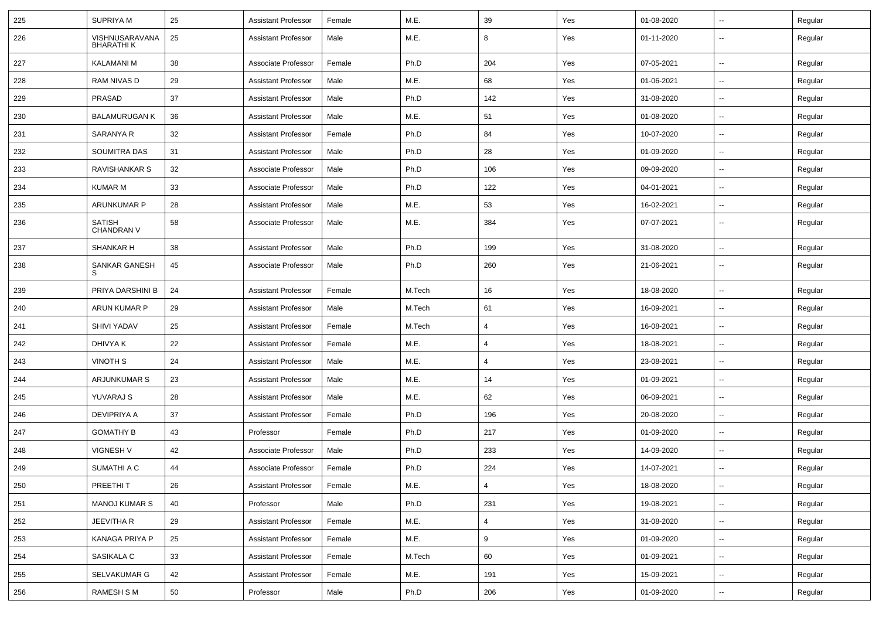| 225 | SUPRIYA M | 25 | Assistant Professor | Female | M.E. | 39 | Yes | 01-08-2020 | -- | Regular |
|---|---|---|---|---|---|---|---|---|---|---|
| 226 | VISHNUSARAVANA BHARATHI K | 25 | Assistant Professor | Male | M.E. | 8 | Yes | 01-11-2020 | -- | Regular |
| 227 | KALAMANI M | 38 | Associate Professor | Female | Ph.D | 204 | Yes | 07-05-2021 | -- | Regular |
| 228 | RAM NIVAS D | 29 | Assistant Professor | Male | M.E. | 68 | Yes | 01-06-2021 | -- | Regular |
| 229 | PRASAD | 37 | Assistant Professor | Male | Ph.D | 142 | Yes | 31-08-2020 | -- | Regular |
| 230 | BALAMURUGAN K | 36 | Assistant Professor | Male | M.E. | 51 | Yes | 01-08-2020 | -- | Regular |
| 231 | SARANYA R | 32 | Assistant Professor | Female | Ph.D | 84 | Yes | 10-07-2020 | -- | Regular |
| 232 | SOUMITRA DAS | 31 | Assistant Professor | Male | Ph.D | 28 | Yes | 01-09-2020 | -- | Regular |
| 233 | RAVISHANKAR S | 32 | Associate Professor | Male | Ph.D | 106 | Yes | 09-09-2020 | -- | Regular |
| 234 | KUMAR M | 33 | Associate Professor | Male | Ph.D | 122 | Yes | 04-01-2021 | -- | Regular |
| 235 | ARUNKUMAR P | 28 | Assistant Professor | Male | M.E. | 53 | Yes | 16-02-2021 | -- | Regular |
| 236 | SATISH CHANDRAN V | 58 | Associate Professor | Male | M.E. | 384 | Yes | 07-07-2021 | -- | Regular |
| 237 | SHANKAR H | 38 | Assistant Professor | Male | Ph.D | 199 | Yes | 31-08-2020 | -- | Regular |
| 238 | SANKAR GANESH S | 45 | Associate Professor | Male | Ph.D | 260 | Yes | 21-06-2021 | -- | Regular |
| 239 | PRIYA DARSHINI B | 24 | Assistant Professor | Female | M.Tech | 16 | Yes | 18-08-2020 | -- | Regular |
| 240 | ARUN KUMAR P | 29 | Assistant Professor | Male | M.Tech | 61 | Yes | 16-09-2021 | -- | Regular |
| 241 | SHIVI YADAV | 25 | Assistant Professor | Female | M.Tech | 4 | Yes | 16-08-2021 | -- | Regular |
| 242 | DHIVYA K | 22 | Assistant Professor | Female | M.E. | 4 | Yes | 18-08-2021 | -- | Regular |
| 243 | VINOTH S | 24 | Assistant Professor | Male | M.E. | 4 | Yes | 23-08-2021 | -- | Regular |
| 244 | ARJUNKUMAR S | 23 | Assistant Professor | Male | M.E. | 14 | Yes | 01-09-2021 | -- | Regular |
| 245 | YUVARAJ S | 28 | Assistant Professor | Male | M.E. | 62 | Yes | 06-09-2021 | -- | Regular |
| 246 | DEVIPRIYA A | 37 | Assistant Professor | Female | Ph.D | 196 | Yes | 20-08-2020 | -- | Regular |
| 247 | GOMATHY B | 43 | Professor | Female | Ph.D | 217 | Yes | 01-09-2020 | -- | Regular |
| 248 | VIGNESH V | 42 | Associate Professor | Male | Ph.D | 233 | Yes | 14-09-2020 | -- | Regular |
| 249 | SUMATHI A C | 44 | Associate Professor | Female | Ph.D | 224 | Yes | 14-07-2021 | -- | Regular |
| 250 | PREETHI T | 26 | Assistant Professor | Female | M.E. | 4 | Yes | 18-08-2020 | -- | Regular |
| 251 | MANOJ KUMAR S | 40 | Professor | Male | Ph.D | 231 | Yes | 19-08-2021 | -- | Regular |
| 252 | JEEVITHA R | 29 | Assistant Professor | Female | M.E. | 4 | Yes | 31-08-2020 | -- | Regular |
| 253 | KANAGA PRIYA P | 25 | Assistant Professor | Female | M.E. | 9 | Yes | 01-09-2020 | -- | Regular |
| 254 | SASIKALA C | 33 | Assistant Professor | Female | M.Tech | 60 | Yes | 01-09-2021 | -- | Regular |
| 255 | SELVAKUMAR G | 42 | Assistant Professor | Female | M.E. | 191 | Yes | 15-09-2021 | -- | Regular |
| 256 | RAMESH S M | 50 | Professor | Male | Ph.D | 206 | Yes | 01-09-2020 | -- | Regular |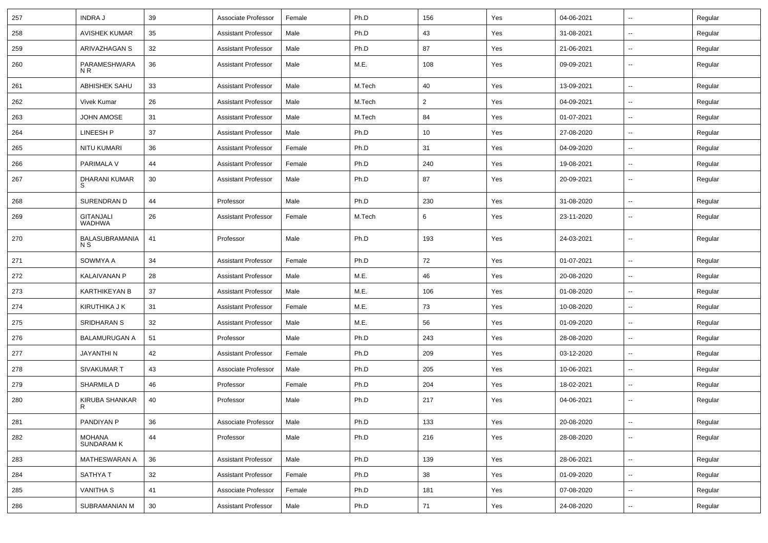| 257 | INDRA J | 39 | Associate Professor | Female | Ph.D | 156 | Yes | 04-06-2021 | -- | Regular |
|---|---|---|---|---|---|---|---|---|---|---|
| 258 | AVISHEK KUMAR | 35 | Assistant Professor | Male | Ph.D | 43 | Yes | 31-08-2021 | -- | Regular |
| 259 | ARIVAZHAGAN S | 32 | Assistant Professor | Male | Ph.D | 87 | Yes | 21-06-2021 | -- | Regular |
| 260 | PARAMESHWARA N R | 36 | Assistant Professor | Male | M.E. | 108 | Yes | 09-09-2021 | -- | Regular |
| 261 | ABHISHEK SAHU | 33 | Assistant Professor | Male | M.Tech | 40 | Yes | 13-09-2021 | -- | Regular |
| 262 | Vivek Kumar | 26 | Assistant Professor | Male | M.Tech | 2 | Yes | 04-09-2021 | -- | Regular |
| 263 | JOHN AMOSE | 31 | Assistant Professor | Male | M.Tech | 84 | Yes | 01-07-2021 | -- | Regular |
| 264 | LINEESH P | 37 | Assistant Professor | Male | Ph.D | 10 | Yes | 27-08-2020 | -- | Regular |
| 265 | NITU KUMARI | 36 | Assistant Professor | Female | Ph.D | 31 | Yes | 04-09-2020 | -- | Regular |
| 266 | PARIMALA V | 44 | Assistant Professor | Female | Ph.D | 240 | Yes | 19-08-2021 | -- | Regular |
| 267 | DHARANI KUMAR S | 30 | Assistant Professor | Male | Ph.D | 87 | Yes | 20-09-2021 | -- | Regular |
| 268 | SURENDRAN D | 44 | Professor | Male | Ph.D | 230 | Yes | 31-08-2020 | -- | Regular |
| 269 | GITANJALI WADHWA | 26 | Assistant Professor | Female | M.Tech | 6 | Yes | 23-11-2020 | -- | Regular |
| 270 | BALASUBRAMANIAN S | 41 | Professor | Male | Ph.D | 193 | Yes | 24-03-2021 | -- | Regular |
| 271 | SOWMYA A | 34 | Assistant Professor | Female | Ph.D | 72 | Yes | 01-07-2021 | -- | Regular |
| 272 | KALAIVANAN P | 28 | Assistant Professor | Male | M.E. | 46 | Yes | 20-08-2020 | -- | Regular |
| 273 | KARTHIKEYAN B | 37 | Assistant Professor | Male | M.E. | 106 | Yes | 01-08-2020 | -- | Regular |
| 274 | KIRUTHIKA J K | 31 | Assistant Professor | Female | M.E. | 73 | Yes | 10-08-2020 | -- | Regular |
| 275 | SRIDHARAN S | 32 | Assistant Professor | Male | M.E. | 56 | Yes | 01-09-2020 | -- | Regular |
| 276 | BALAMURUGAN A | 51 | Professor | Male | Ph.D | 243 | Yes | 28-08-2020 | -- | Regular |
| 277 | JAYANTHI N | 42 | Assistant Professor | Female | Ph.D | 209 | Yes | 03-12-2020 | -- | Regular |
| 278 | SIVAKUMAR T | 43 | Associate Professor | Male | Ph.D | 205 | Yes | 10-06-2021 | -- | Regular |
| 279 | SHARMILA D | 46 | Professor | Female | Ph.D | 204 | Yes | 18-02-2021 | -- | Regular |
| 280 | KIRUBA SHANKAR R | 40 | Professor | Male | Ph.D | 217 | Yes | 04-06-2021 | -- | Regular |
| 281 | PANDIYAN P | 36 | Associate Professor | Male | Ph.D | 133 | Yes | 20-08-2020 | -- | Regular |
| 282 | MOHANA SUNDARAM K | 44 | Professor | Male | Ph.D | 216 | Yes | 28-08-2020 | -- | Regular |
| 283 | MATHESWARAN A | 36 | Assistant Professor | Male | Ph.D | 139 | Yes | 28-06-2021 | -- | Regular |
| 284 | SATHYA T | 32 | Assistant Professor | Female | Ph.D | 38 | Yes | 01-09-2020 | -- | Regular |
| 285 | VANITHA S | 41 | Associate Professor | Female | Ph.D | 181 | Yes | 07-08-2020 | -- | Regular |
| 286 | SUBRAMANIAN M | 30 | Assistant Professor | Male | Ph.D | 71 | Yes | 24-08-2020 | -- | Regular |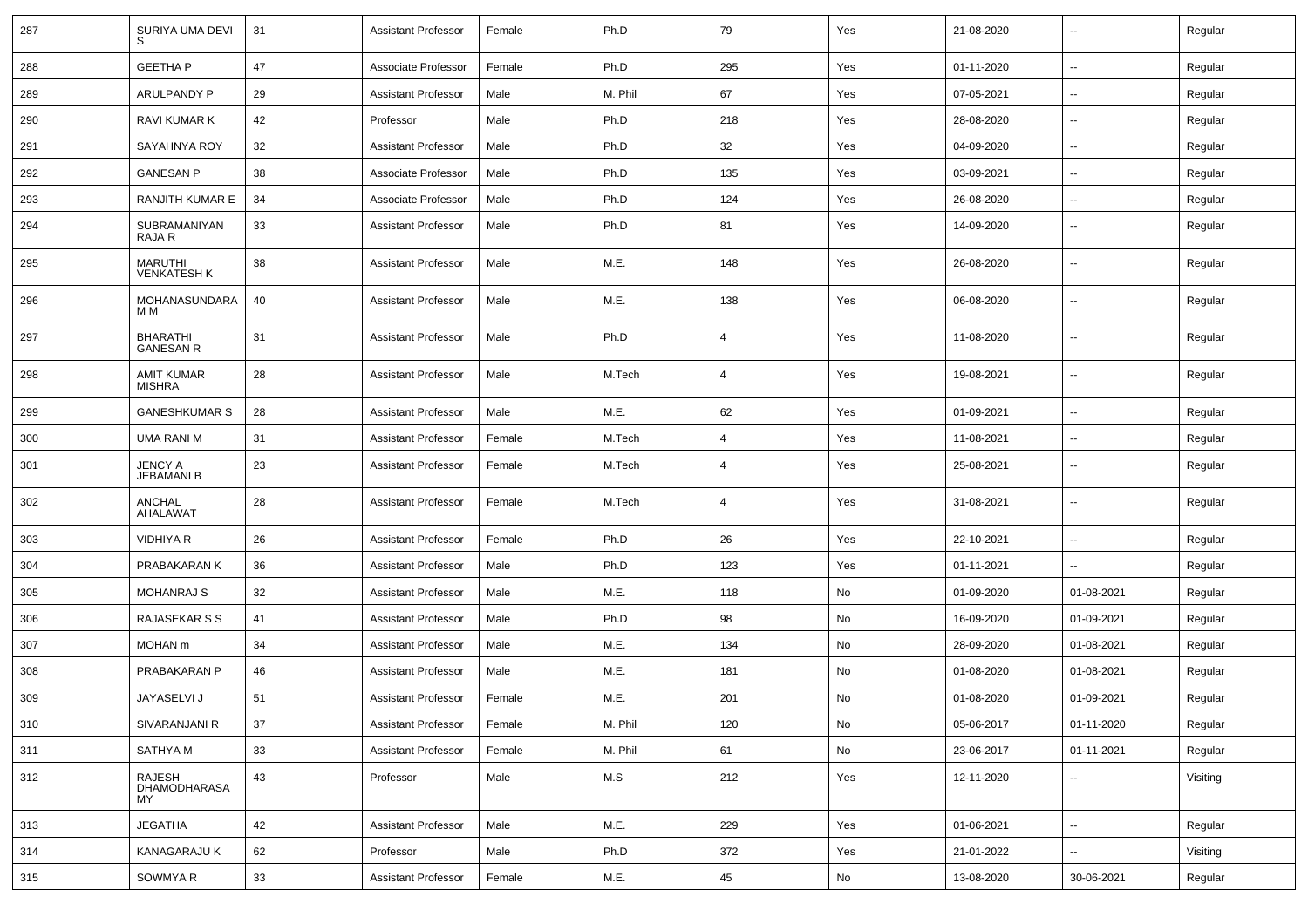| 287 | SURIYA UMA DEVI S | 31 | Assistant Professor | Female | Ph.D | 79 | Yes | 21-08-2020 | -- | Regular |
|---|---|---|---|---|---|---|---|---|---|---|
| 288 | GEETHA P | 47 | Associate Professor | Female | Ph.D | 295 | Yes | 01-11-2020 | -- | Regular |
| 289 | ARULPANDY P | 29 | Assistant Professor | Male | M. Phil | 67 | Yes | 07-05-2021 | -- | Regular |
| 290 | RAVI KUMAR K | 42 | Professor | Male | Ph.D | 218 | Yes | 28-08-2020 | -- | Regular |
| 291 | SAYAHNYA ROY | 32 | Assistant Professor | Male | Ph.D | 32 | Yes | 04-09-2020 | -- | Regular |
| 292 | GANESAN P | 38 | Associate Professor | Male | Ph.D | 135 | Yes | 03-09-2021 | -- | Regular |
| 293 | RANJITH KUMAR E | 34 | Associate Professor | Male | Ph.D | 124 | Yes | 26-08-2020 | -- | Regular |
| 294 | SUBRAMANIYAN RAJA R | 33 | Assistant Professor | Male | Ph.D | 81 | Yes | 14-09-2020 | -- | Regular |
| 295 | MARUTHI VENKATESH K | 38 | Assistant Professor | Male | M.E. | 148 | Yes | 26-08-2020 | -- | Regular |
| 296 | MOHANASUNDARA M M | 40 | Assistant Professor | Male | M.E. | 138 | Yes | 06-08-2020 | -- | Regular |
| 297 | BHARATHI GANESAN R | 31 | Assistant Professor | Male | Ph.D | 4 | Yes | 11-08-2020 | -- | Regular |
| 298 | AMIT KUMAR MISHRA | 28 | Assistant Professor | Male | M.Tech | 4 | Yes | 19-08-2021 | -- | Regular |
| 299 | GANESHKUMAR S | 28 | Assistant Professor | Male | M.E. | 62 | Yes | 01-09-2021 | -- | Regular |
| 300 | UMA RANI M | 31 | Assistant Professor | Female | M.Tech | 4 | Yes | 11-08-2021 | -- | Regular |
| 301 | JENCY A JEBAMANI B | 23 | Assistant Professor | Female | M.Tech | 4 | Yes | 25-08-2021 | -- | Regular |
| 302 | ANCHAL AHALAWAT | 28 | Assistant Professor | Female | M.Tech | 4 | Yes | 31-08-2021 | -- | Regular |
| 303 | VIDHIYA R | 26 | Assistant Professor | Female | Ph.D | 26 | Yes | 22-10-2021 | -- | Regular |
| 304 | PRABAKARAN K | 36 | Assistant Professor | Male | Ph.D | 123 | Yes | 01-11-2021 | -- | Regular |
| 305 | MOHANRAJ S | 32 | Assistant Professor | Male | M.E. | 118 | No | 01-09-2020 | 01-08-2021 | Regular |
| 306 | RAJASEKAR S S | 41 | Assistant Professor | Male | Ph.D | 98 | No | 16-09-2020 | 01-09-2021 | Regular |
| 307 | MOHAN m | 34 | Assistant Professor | Male | M.E. | 134 | No | 28-09-2020 | 01-08-2021 | Regular |
| 308 | PRABAKARAN P | 46 | Assistant Professor | Male | M.E. | 181 | No | 01-08-2020 | 01-08-2021 | Regular |
| 309 | JAYASELVI J | 51 | Assistant Professor | Female | M.E. | 201 | No | 01-08-2020 | 01-09-2021 | Regular |
| 310 | SIVARANJANI R | 37 | Assistant Professor | Female | M. Phil | 120 | No | 05-06-2017 | 01-11-2020 | Regular |
| 311 | SATHYA M | 33 | Assistant Professor | Female | M. Phil | 61 | No | 23-06-2017 | 01-11-2021 | Regular |
| 312 | RAJESH DHAMODHARASA MY | 43 | Professor | Male | M.S | 212 | Yes | 12-11-2020 | -- | Visiting |
| 313 | JEGATHA | 42 | Assistant Professor | Male | M.E. | 229 | Yes | 01-06-2021 | -- | Regular |
| 314 | KANAGARAJU K | 62 | Professor | Male | Ph.D | 372 | Yes | 21-01-2022 | -- | Visiting |
| 315 | SOWMYA R | 33 | Assistant Professor | Female | M.E. | 45 | No | 13-08-2020 | 30-06-2021 | Regular |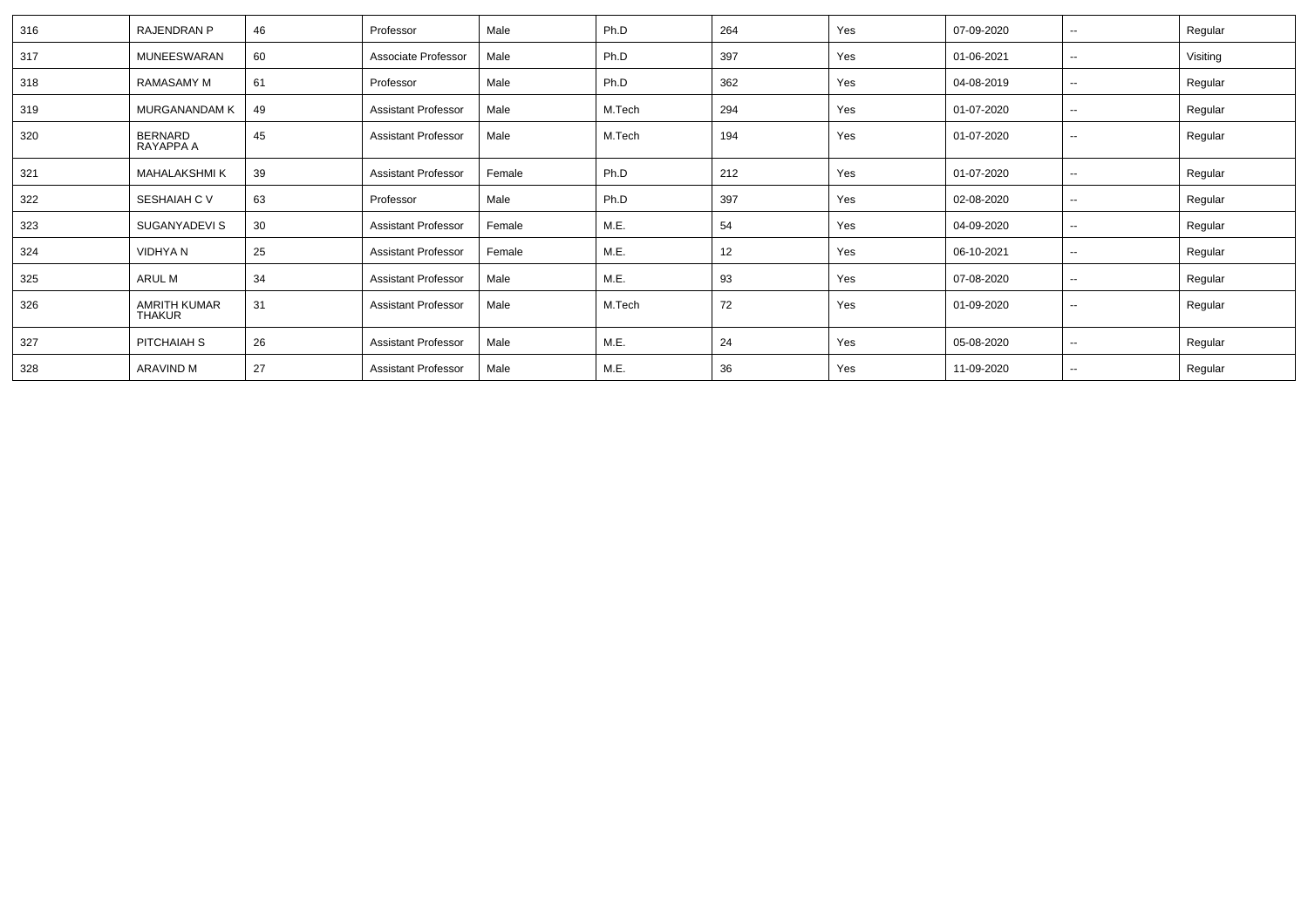| | | | | | | | | | | |
|---|---|---|---|---|---|---|---|---|---|---|
| 316 | RAJENDRAN P | 46 | Professor | Male | Ph.D | 264 | Yes | 07-09-2020 | -- | Regular |
| 317 | MUNEESWARAN | 60 | Associate Professor | Male | Ph.D | 397 | Yes | 01-06-2021 | -- | Visiting |
| 318 | RAMASAMY M | 61 | Professor | Male | Ph.D | 362 | Yes | 04-08-2019 | -- | Regular |
| 319 | MURGANANDAM K | 49 | Assistant Professor | Male | M.Tech | 294 | Yes | 01-07-2020 | -- | Regular |
| 320 | BERNARD RAYAPPA A | 45 | Assistant Professor | Male | M.Tech | 194 | Yes | 01-07-2020 | -- | Regular |
| 321 | MAHALAKSHMI K | 39 | Assistant Professor | Female | Ph.D | 212 | Yes | 01-07-2020 | -- | Regular |
| 322 | SESHAIAH C V | 63 | Professor | Male | Ph.D | 397 | Yes | 02-08-2020 | -- | Regular |
| 323 | SUGANYADEVI S | 30 | Assistant Professor | Female | M.E. | 54 | Yes | 04-09-2020 | -- | Regular |
| 324 | VIDHYA N | 25 | Assistant Professor | Female | M.E. | 12 | Yes | 06-10-2021 | -- | Regular |
| 325 | ARUL M | 34 | Assistant Professor | Male | M.E. | 93 | Yes | 07-08-2020 | -- | Regular |
| 326 | AMRITH KUMAR THAKUR | 31 | Assistant Professor | Male | M.Tech | 72 | Yes | 01-09-2020 | -- | Regular |
| 327 | PITCHAIAH S | 26 | Assistant Professor | Male | M.E. | 24 | Yes | 05-08-2020 | -- | Regular |
| 328 | ARAVIND M | 27 | Assistant Professor | Male | M.E. | 36 | Yes | 11-09-2020 | -- | Regular |